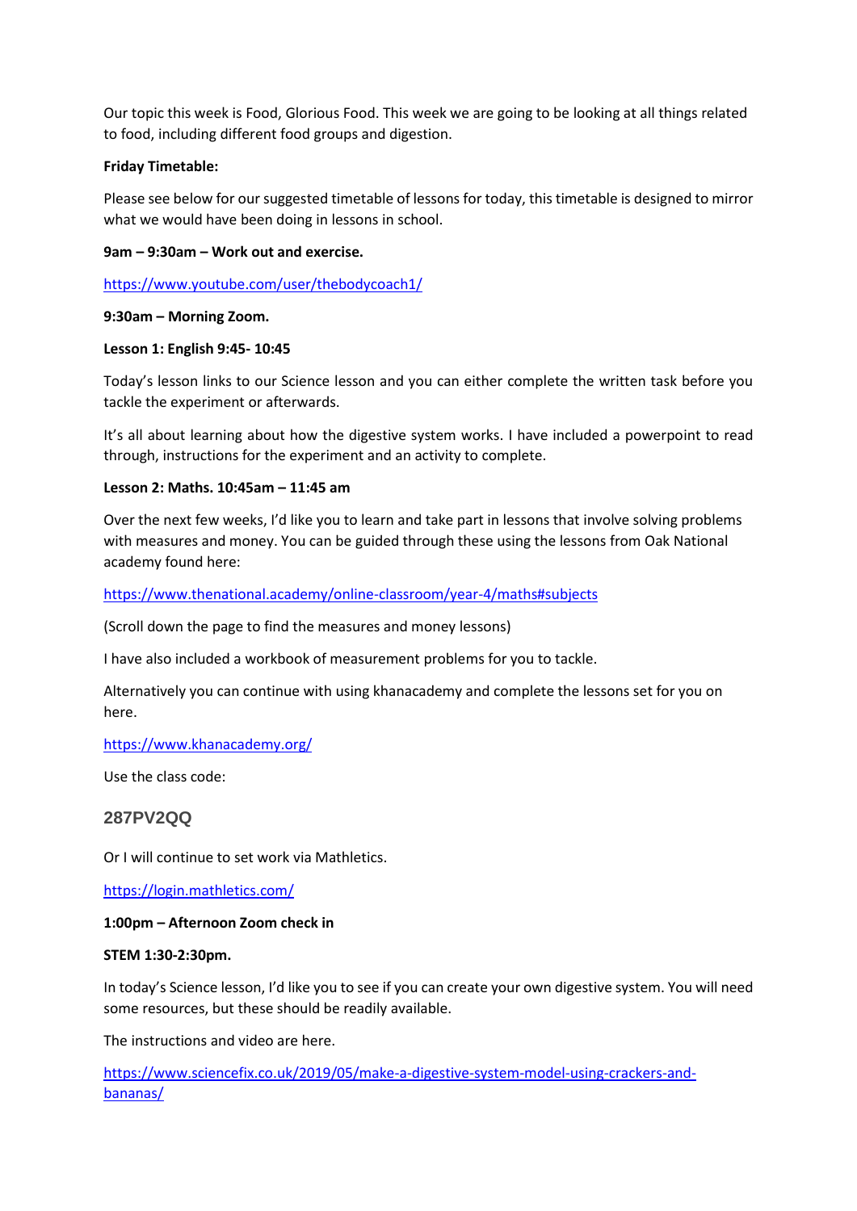Our topic this week is Food, Glorious Food. This week we are going to be looking at all things related to food, including different food groups and digestion.

**Friday Timetable:**

Please see below for our suggested timetable of lessons for today, this timetable is designed to mirror what we would have been doing in lessons in school.

**9am – 9:30am – Work out and exercise.**

https://www.youtube.com/user/thebodycoach1/

**9:30am – Morning Zoom.**

**Lesson 1: English 9:45- 10:45**

Today's lesson links to our Science lesson and you can either complete the written task before you tackle the experiment or afterwards.

It's all about learning about how the digestive system works. I have included a powerpoint to read through, instructions for the experiment and an activity to complete.

**Lesson 2: Maths. 10:45am – 11:45 am**

Over the next few weeks, I'd like you to learn and take part in lessons that involve solving problems with measures and money. You can be guided through these using the lessons from Oak National academy found here:

https://www.thenational.academy/online-classroom/year-4/maths#subjects

(Scroll down the page to find the measures and money lessons)

I have also included a workbook of measurement problems for you to tackle.

Alternatively you can continue with using khanacademy and complete the lessons set for you on here.

https://www.khanacademy.org/

Use the class code:

**287PV2QQ**

Or I will continue to set work via Mathletics.

https://login.mathletics.com/

**1:00pm – Afternoon Zoom check in**

**STEM 1:30-2:30pm.**

In today's Science lesson, I'd like you to see if you can create your own digestive system. You will need some resources, but these should be readily available.

The instructions and video are here.

https://www.sciencefix.co.uk/2019/05/make-a-digestive-system-model-using-crackers-and-bananas/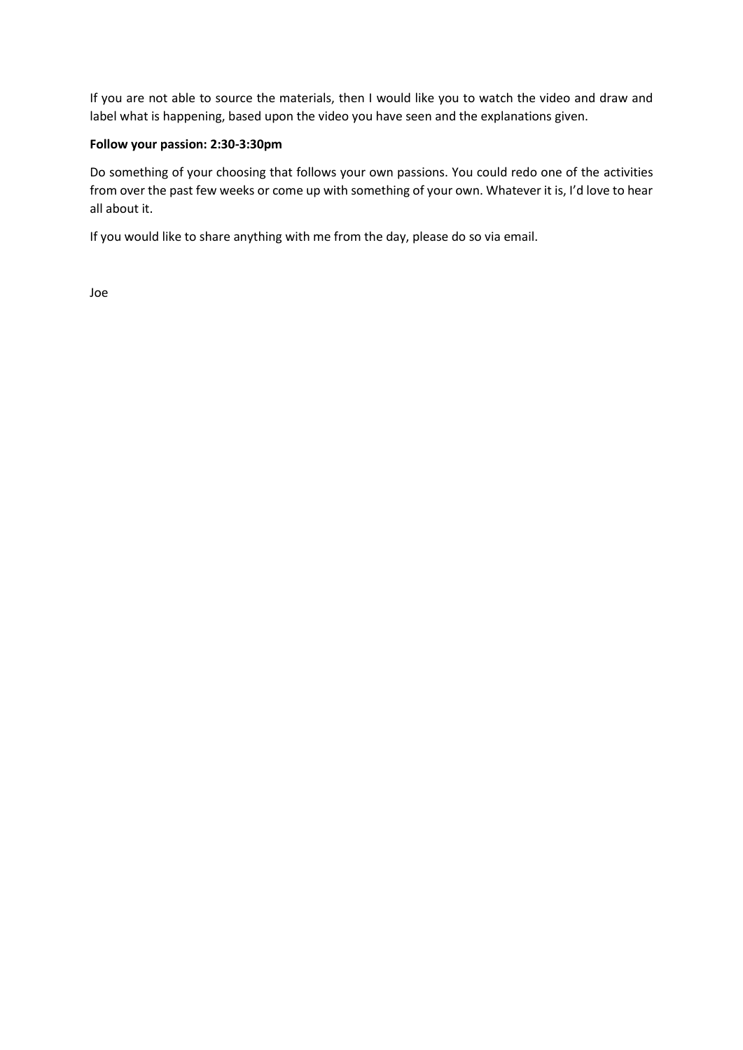If you are not able to source the materials, then I would like you to watch the video and draw and label what is happening, based upon the video you have seen and the explanations given.

**Follow your passion: 2:30-3:30pm**

Do something of your choosing that follows your own passions. You could redo one of the activities from over the past few weeks or come up with something of your own. Whatever it is, I'd love to hear all about it.

If you would like to share anything with me from the day, please do so via email.

Joe